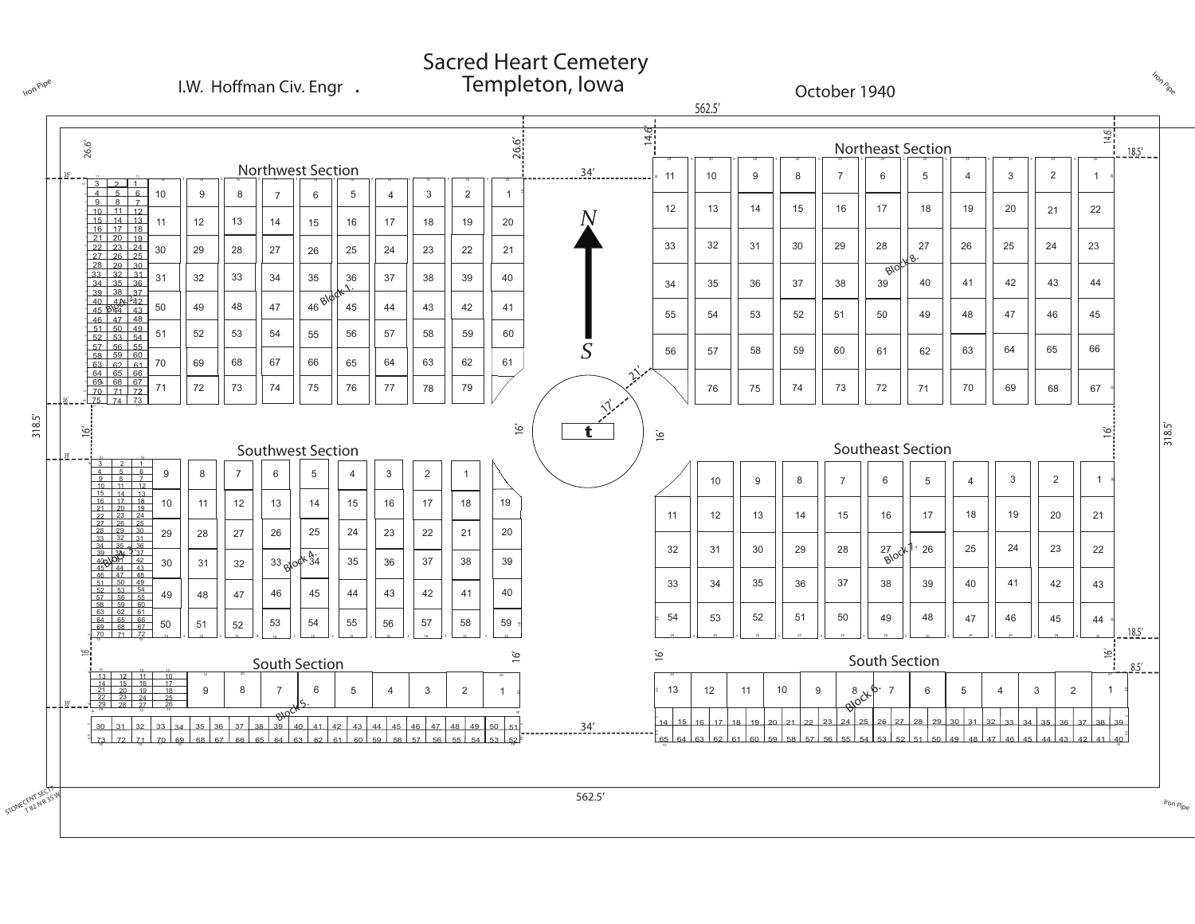# Sacred Heart Cemetery
## Templeton, Iowa

I.W. Hoffman Civ. Engr.

October 1940

562.5′

Iron Pipe

Iron Pipe

Iron Pipe

STONE CENT. SEC 17 T 82 N R 35 W

Northwest Section

Block 1.

Block 2.

Northeast Section

Block 8.

N

S

Southwest Section

Block 3.

Block 4.

Southeast Section

Block 7.

South Section

Block 5.

South Section

Block 6.

t

26.6′ 26.6′ 14.6′ 14.6′ 18.5′ 34′ 21′ 17′ 16′ 16′ 16′ 16′ 16′ 16′ 18.5′ 8.5′ 34′ 318.5′ 318.5′

562.5′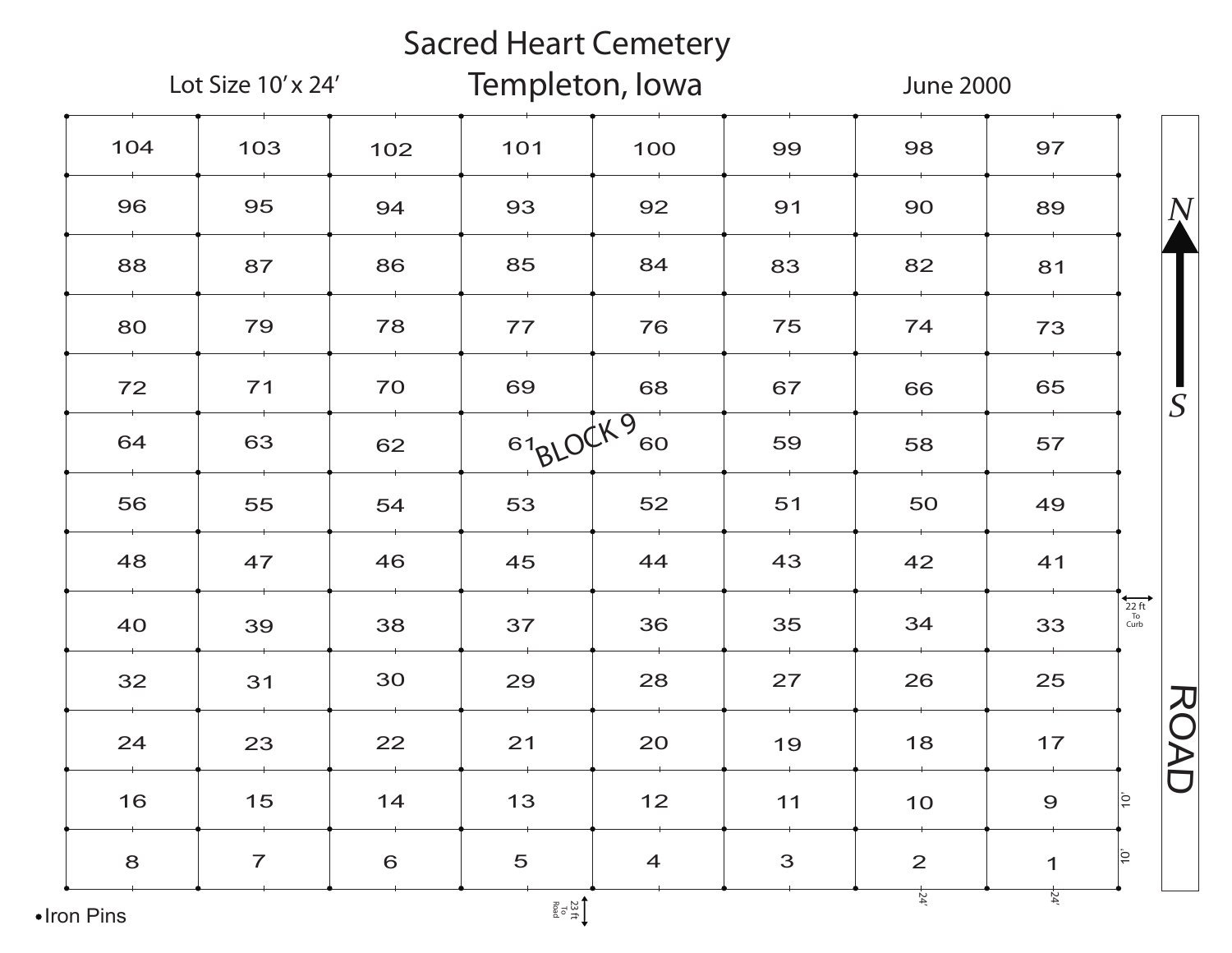# Sacred Heart Cemetery

Lot Size 10′ x 24′

## Templeton, Iowa

June 2000

| | | | | | | | |
|---|---|---|---|---|---|---|---|
| 104 | 103 | 102 | 101 | 100 | 99 | 98 | 97 |
| 96 | 95 | 94 | 93 | 92 | 91 | 90 | 89 |
| 88 | 87 | 86 | 85 | 84 | 83 | 82 | 81 |
| 80 | 79 | 78 | 77 | 76 | 75 | 74 | 73 |
| 72 | 71 | 70 | 69 | 68 | 67 | 66 | 65 |
| 64 | 63 | 62 | 61 | 60 | 59 | 58 | 57 |
| 56 | 55 | 54 | 53 | 52 | 51 | 50 | 49 |
| 48 | 47 | 46 | 45 | 44 | 43 | 42 | 41 |
| 40 | 39 | 38 | 37 | 36 | 35 | 34 | 33 |
| 32 | 31 | 30 | 29 | 28 | 27 | 26 | 25 |
| 24 | 23 | 22 | 21 | 20 | 19 | 18 | 17 |
| 16 | 15 | 14 | 13 | 12 | 11 | 10 | 9 |
| 8 | 7 | 6 | 5 | 4 | 3 | 2 | 1 |

BLOCK 9

N

S

ROAD

22 ft To Curb

10′

10′

24′

24′

23 ft To Road

• Iron Pins